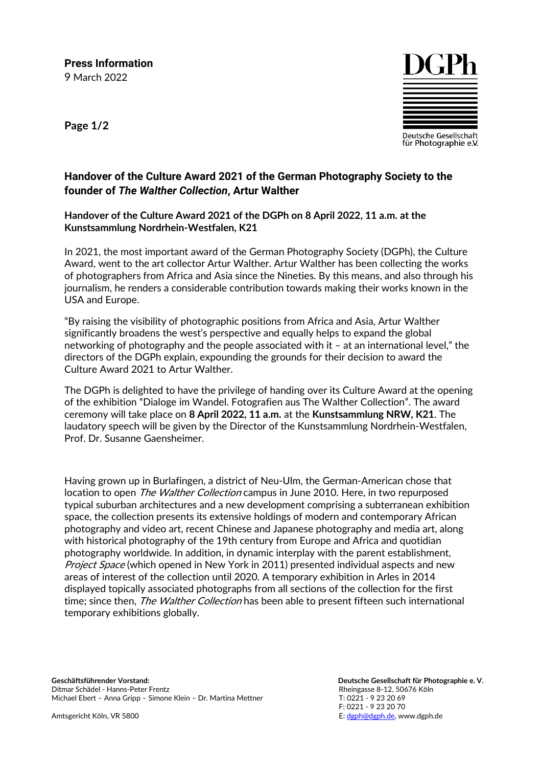**Press Information**
9 March 2022

DGPh
Deutsche Gesellschaft für Photographie e.V.

## Handover of the Culture Award 2021 of the German Photography Society to the founder of *The Walther Collection*, Artur Walther

**Handover of the Culture Award 2021 of the DGPh on 8 April 2022, 11 a.m. at the Kunstsammlung Nordrhein-Westfalen, K21**

In 2021, the most important award of the German Photography Society (DGPh), the Culture Award, went to the art collector Artur Walther. Artur Walther has been collecting the works of photographers from Africa and Asia since the Nineties. By this means, and also through his journalism, he renders a considerable contribution towards making their works known in the USA and Europe.

"By raising the visibility of photographic positions from Africa and Asia, Artur Walther significantly broadens the west's perspective and equally helps to expand the global networking of photography and the people associated with it – at an international level," the directors of the DGPh explain, expounding the grounds for their decision to award the Culture Award 2021 to Artur Walther.

The DGPh is delighted to have the privilege of handing over its Culture Award at the opening of the exhibition "Dialoge im Wandel. Fotografien aus The Walther Collection". The award ceremony will take place on **8 April 2022, 11 a.m.** at the **Kunstsammlung NRW, K21**. The laudatory speech will be given by the Director of the Kunstsammlung Nordrhein-Westfalen, Prof. Dr. Susanne Gaensheimer.

Having grown up in Burlafingen, a district of Neu-Ulm, the German-American chose that location to open *The Walther Collection* campus in June 2010. Here, in two repurposed typical suburban architectures and a new development comprising a subterranean exhibition space, the collection presents its extensive holdings of modern and contemporary African photography and video art, recent Chinese and Japanese photography and media art, along with historical photography of the 19th century from Europe and Africa and quotidian photography worldwide. In addition, in dynamic interplay with the parent establishment, *Project Space* (which opened in New York in 2011) presented individual aspects and new areas of interest of the collection until 2020. A temporary exhibition in Arles in 2014 displayed topically associated photographs from all sections of the collection for the first time; since then, *The Walther Collection* has been able to present fifteen such international temporary exhibitions globally.

**Geschäftsführender Vorstand:**
Ditmar Schädel - Hanns-Peter Frentz
Michael Ebert – Anna Gripp – Simone Klein – Dr. Martina Mettner

Amtsgericht Köln, VR 5800

**Deutsche Gesellschaft für Photographie e. V.**
Rheingasse 8-12, 50676 Köln
T: 0221 - 9 23 20 69
F: 0221 - 9 23 20 70
E: dgph@dgph.de, www.dgph.de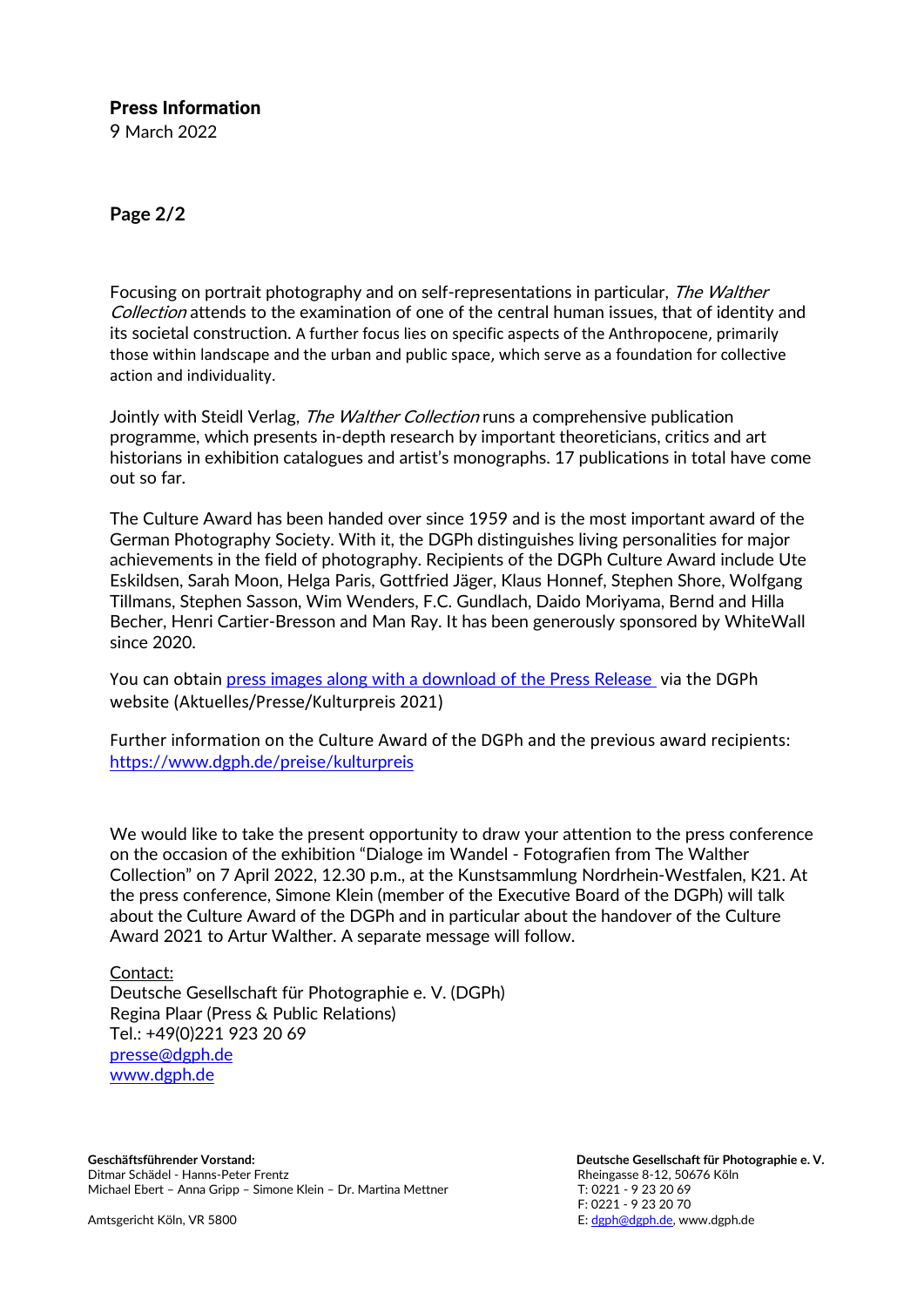**Press Information**
9 March 2022

Focusing on portrait photography and on self-representations in particular, *The Walther Collection* attends to the examination of one of the central human issues, that of identity and its societal construction. A further focus lies on specific aspects of the Anthropocene, primarily those within landscape and the urban and public space, which serve as a foundation for collective action and individuality.

Jointly with Steidl Verlag, *The Walther Collection* runs a comprehensive publication programme, which presents in-depth research by important theoreticians, critics and art historians in exhibition catalogues and artist's monographs. 17 publications in total have come out so far.

The Culture Award has been handed over since 1959 and is the most important award of the German Photography Society. With it, the DGPh distinguishes living personalities for major achievements in the field of photography. Recipients of the DGPh Culture Award include Ute Eskildsen, Sarah Moon, Helga Paris, Gottfried Jäger, Klaus Honnef, Stephen Shore, Wolfgang Tillmans, Stephen Sasson, Wim Wenders, F.C. Gundlach, Daido Moriyama, Bernd and Hilla Becher, Henri Cartier-Bresson and Man Ray. It has been generously sponsored by WhiteWall since 2020.

You can obtain press images along with a download of the Press Release via the DGPh website (Aktuelles/Presse/Kulturpreis 2021)

Further information on the Culture Award of the DGPh and the previous award recipients:
https://www.dgph.de/preise/kulturpreis

We would like to take the present opportunity to draw your attention to the press conference on the occasion of the exhibition "Dialoge im Wandel - Fotografien from The Walther Collection" on 7 April 2022, 12.30 p.m., at the Kunstsammlung Nordrhein-Westfalen, K21. At the press conference, Simone Klein (member of the Executive Board of the DGPh) will talk about the Culture Award of the DGPh and in particular about the handover of the Culture Award 2021 to Artur Walther. A separate message will follow.

Contact:
Deutsche Gesellschaft für Photographie e. V. (DGPh)
Regina Plaar (Press & Public Relations)
Tel.: +49(0)221 923 20 69
presse@dgph.de
www.dgph.de

**Geschäftsführender Vorstand:**
Ditmar Schädel - Hanns-Peter Frentz
Michael Ebert – Anna Gripp – Simone Klein – Dr. Martina Mettner

Amtsgericht Köln, VR 5800

**Deutsche Gesellschaft für Photographie e. V.**
Rheingasse 8-12, 50676 Köln
T: 0221 - 9 23 20 69
F: 0221 - 9 23 20 70
E: dgph@dgph.de, www.dgph.de